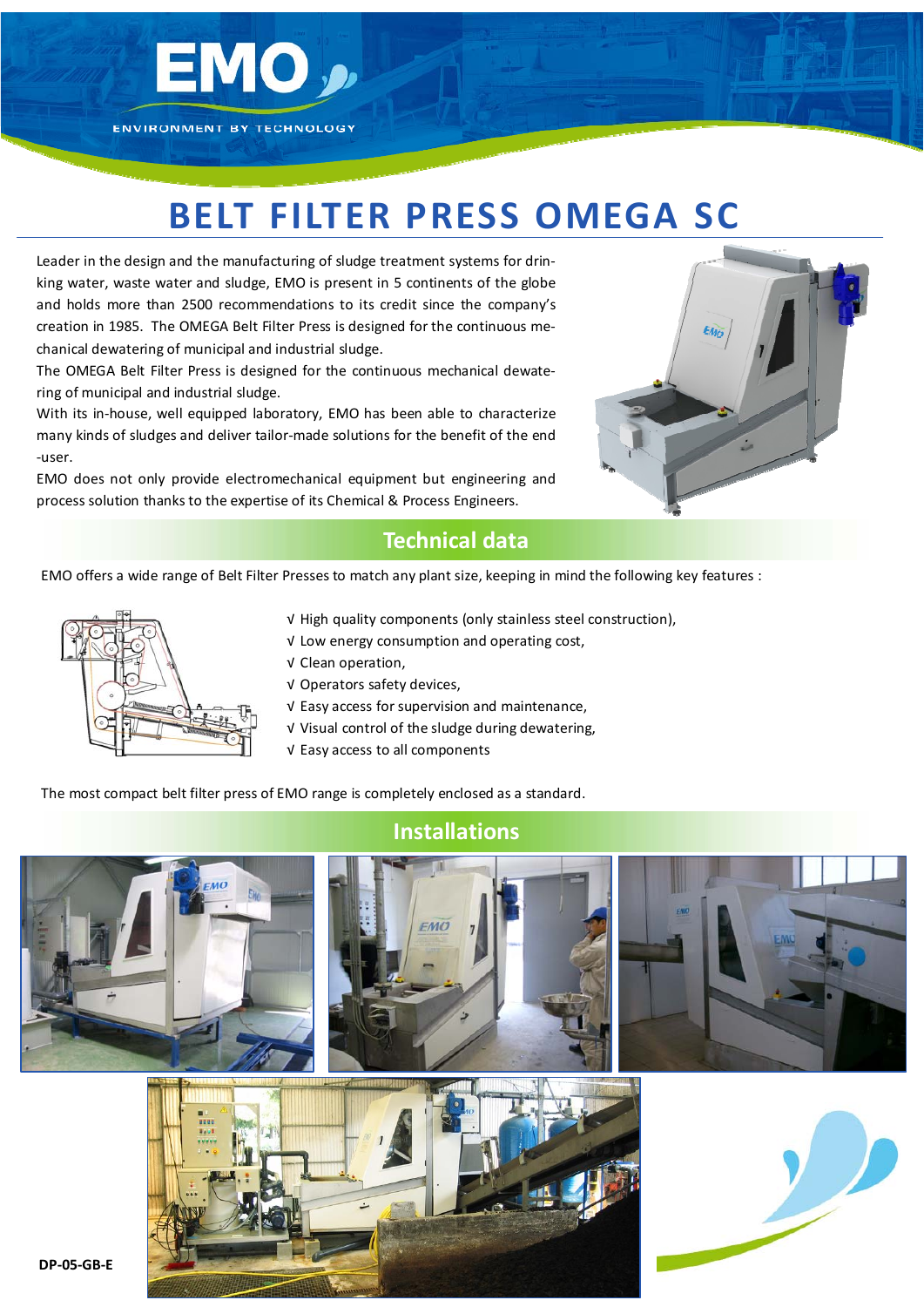EMO

ENVIRONMENT BY TECHNOLOGY

# BELT FILTER PRESS OMEGA SC

Leader in the design and the manufacturing of sludge treatment systems for drinking water, waste water and sludge, EMO is present in 5 continents of the globe and holds more than 2500 recommendations to its credit since the company's creation in 1985. The OMEGA Belt Filter Press is designed for the continuous mechanical dewatering of municipal and industrial sludge.

The OMEGA Belt Filter Press is designed for the continuous mechanical dewatering of municipal and industrial sludge.

With its in-house, well equipped laboratory, EMO has been able to characterize many kinds of sludges and deliver tailor-made solutions for the benefit of the end-user.

EMO does not only provide electromechanical equipment but engineering and process solution thanks to the expertise of its Chemical & Process Engineers.

## Technical data

EMO offers a wide range of Belt Filter Presses to match any plant size, keeping in mind the following key features :

- √ High quality components (only stainless steel construction),
- √ Low energy consumption and operating cost,
- √ Clean operation,
- √ Operators safety devices,
- √ Easy access for supervision and maintenance,
- √ Visual control of the sludge during dewatering,
- √ Easy access to all components

The most compact belt filter press of EMO range is completely enclosed as a standard.

## Installations

DP-05-GB-E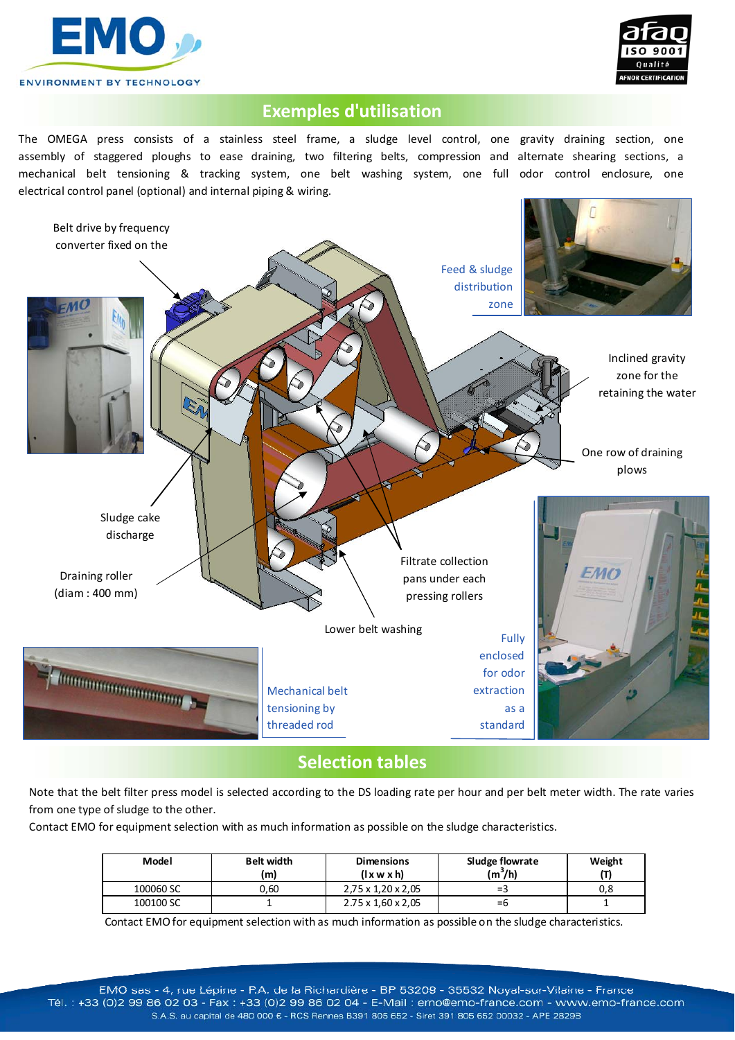## Exemples d'utilisation

The OMEGA press consists of a stainless steel frame, a sludge level control, one gravity draining section, one assembly of staggered ploughs to ease draining, two filtering belts, compression and alternate shearing sections, a mechanical belt tensioning & tracking system, one belt washing system, one full odor control enclosure, one electrical control panel (optional) and internal piping & wiring.

Belt drive by frequency converter fixed on the

Feed & sludge distribution zone

Inclined gravity zone for the retaining the water

One row of draining plows

Sludge cake discharge

Draining roller (diam : 400 mm)

Filtrate collection pans under each pressing rollers

Lower belt washing

Fully enclosed for odor extraction as a standard

Mechanical belt tensioning by threaded rod

## Selection tables

Note that the belt filter press model is selected according to the DS loading rate per hour and per belt meter width. The rate varies from one type of sludge to the other.

Contact EMO for equipment selection with as much information as possible on the sludge characteristics.

| Model | Belt width (m) | Dimensions (l x w x h) | Sludge flowrate ($m^3$/h) | Weight (T) |
|---|---|---|---|---|
| 100060 SC | 0,60 | 2,75 x 1,20 x 2,05 | =3 | 0,8 |
| 100100 SC | 1 | 2.75 x 1,60 x 2,05 | =6 | 1 |

Contact EMO for equipment selection with as much information as possible on the sludge characteristics.

EMO sas - 4, rue Lépine - P.A. de la Richardière - BP 53209 - 35532 Noyal-sur-Vilaine - France
Tél. : +33 (0)2 99 86 02 03 - Fax : +33 (0)2 99 86 02 04 - E-Mail : emo@emo-france.com - www.emo-france.com
S.A.S. au capital de 480 000 € - RCS Rennes B391 805 652 - Siret 391 805 652 00032 - APE 2829B